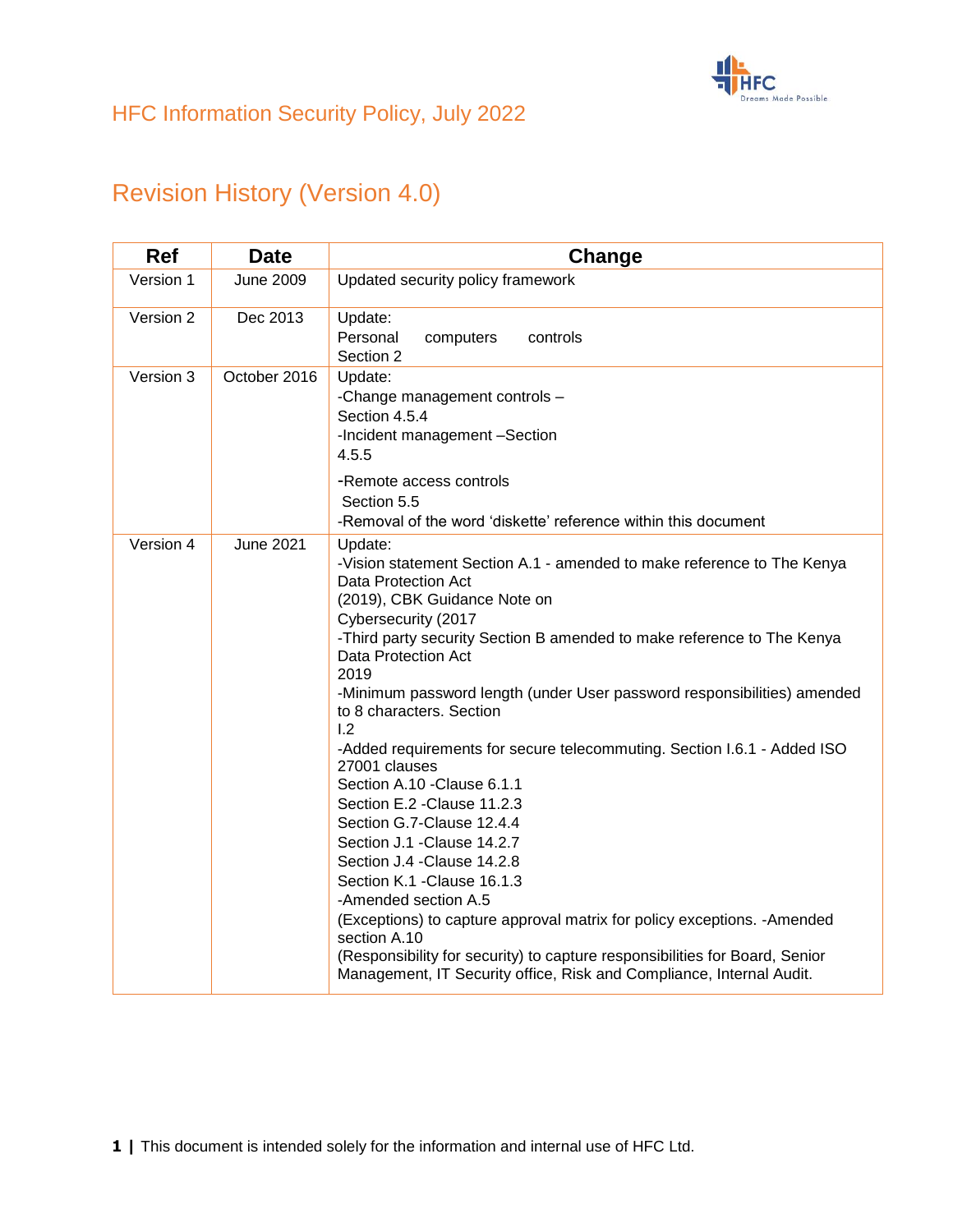# HFC Information Security Policy, July 2022

## Revision History (Version 4.0)

| Ref | Date | Change |
|---|---|---|
| Version 1 | June 2009 | Updated security policy framework |
| Version 2 | Dec 2013 | Update:<br>Personal computers controls<br>Section 2 |
| Version 3 | October 2016 | Update:<br>-Change management controls – Section 4.5.4<br>-Incident management –Section 4.5.5<br>-Remote access controls Section 5.5<br>-Removal of the word 'diskette' reference within this document |
| Version 4 | June 2021 | Update:<br>-Vision statement Section A.1 - amended to make reference to The Kenya Data Protection Act (2019), CBK Guidance Note on Cybersecurity (2017<br>-Third party security Section B amended to make reference to The Kenya Data Protection Act 2019<br>-Minimum password length (under User password responsibilities) amended to 8 characters. Section I.2<br>-Added requirements for secure telecommuting. Section I.6.1 - Added ISO 27001 clauses<br>Section A.10 -Clause 6.1.1<br>Section E.2 -Clause 11.2.3<br>Section G.7-Clause 12.4.4<br>Section J.1 -Clause 14.2.7<br>Section J.4 -Clause 14.2.8<br>Section K.1 -Clause 16.1.3<br>-Amended section A.5 (Exceptions) to capture approval matrix for policy exceptions. -Amended section A.10 (Responsibility for security) to capture responsibilities for Board, Senior Management, IT Security office, Risk and Compliance, Internal Audit. |

This document is intended solely for the information and internal use of HFC Ltd.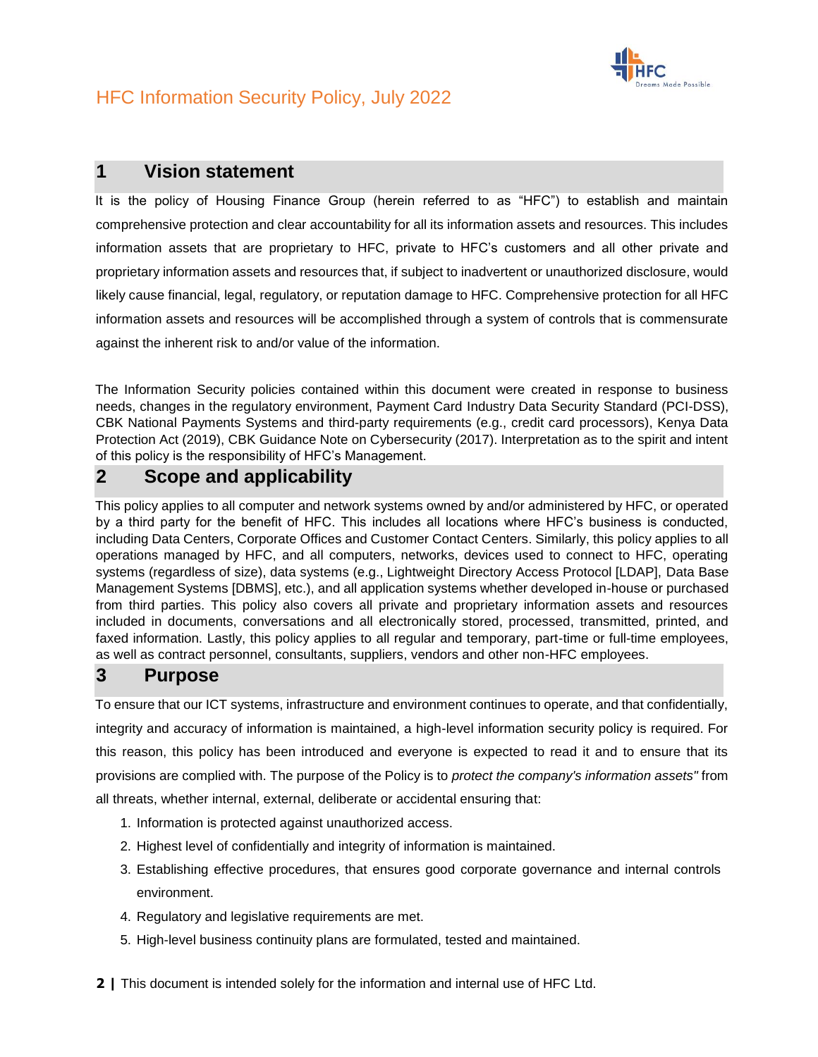# 1 Vision statement

It is the policy of Housing Finance Group (herein referred to as "HFC") to establish and maintain comprehensive protection and clear accountability for all its information assets and resources. This includes information assets that are proprietary to HFC, private to HFC's customers and all other private and proprietary information assets and resources that, if subject to inadvertent or unauthorized disclosure, would likely cause financial, legal, regulatory, or reputation damage to HFC. Comprehensive protection for all HFC information assets and resources will be accomplished through a system of controls that is commensurate against the inherent risk to and/or value of the information.

The Information Security policies contained within this document were created in response to business needs, changes in the regulatory environment, Payment Card Industry Data Security Standard (PCI-DSS), CBK National Payments Systems and third-party requirements (e.g., credit card processors), Kenya Data Protection Act (2019), CBK Guidance Note on Cybersecurity (2017). Interpretation as to the spirit and intent of this policy is the responsibility of HFC's Management.

# 2 Scope and applicability

This policy applies to all computer and network systems owned by and/or administered by HFC, or operated by a third party for the benefit of HFC. This includes all locations where HFC's business is conducted, including Data Centers, Corporate Offices and Customer Contact Centers. Similarly, this policy applies to all operations managed by HFC, and all computers, networks, devices used to connect to HFC, operating systems (regardless of size), data systems (e.g., Lightweight Directory Access Protocol [LDAP], Data Base Management Systems [DBMS], etc.), and all application systems whether developed in-house or purchased from third parties. This policy also covers all private and proprietary information assets and resources included in documents, conversations and all electronically stored, processed, transmitted, printed, and faxed information. Lastly, this policy applies to all regular and temporary, part-time or full-time employees, as well as contract personnel, consultants, suppliers, vendors and other non-HFC employees.

# 3 Purpose

To ensure that our ICT systems, infrastructure and environment continues to operate, and that confidentially, integrity and accuracy of information is maintained, a high-level information security policy is required. For this reason, this policy has been introduced and everyone is expected to read it and to ensure that its provisions are complied with. The purpose of the Policy is to *protect the company's information assets"* from all threats, whether internal, external, deliberate or accidental ensuring that:

1. Information is protected against unauthorized access.
2. Highest level of confidentially and integrity of information is maintained.
3. Establishing effective procedures, that ensures good corporate governance and internal controls environment.
4. Regulatory and legislative requirements are met.
5. High-level business continuity plans are formulated, tested and maintained.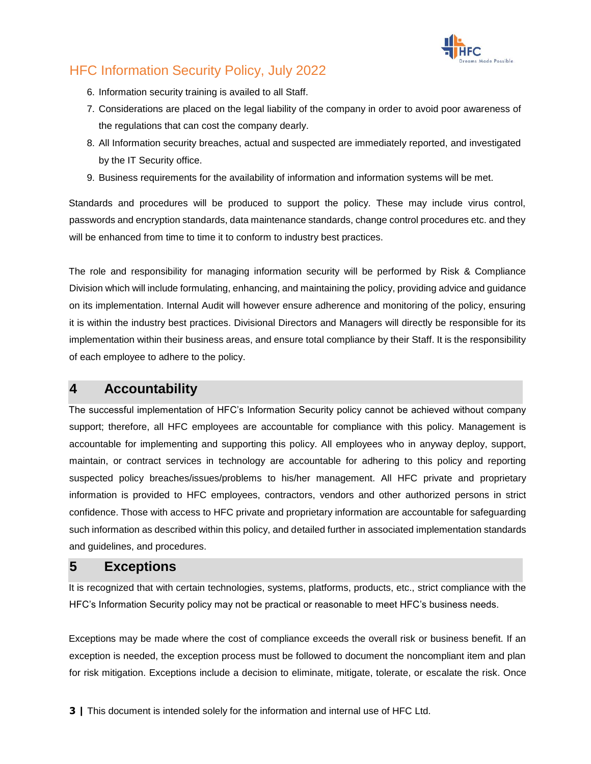6. Information security training is availed to all Staff.
7. Considerations are placed on the legal liability of the company in order to avoid poor awareness of the regulations that can cost the company dearly.
8. All Information security breaches, actual and suspected are immediately reported, and investigated by the IT Security office.
9. Business requirements for the availability of information and information systems will be met.

Standards and procedures will be produced to support the policy. These may include virus control, passwords and encryption standards, data maintenance standards, change control procedures etc. and they will be enhanced from time to time it to conform to industry best practices.

The role and responsibility for managing information security will be performed by Risk & Compliance Division which will include formulating, enhancing, and maintaining the policy, providing advice and guidance on its implementation. Internal Audit will however ensure adherence and monitoring of the policy, ensuring it is within the industry best practices. Divisional Directors and Managers will directly be responsible for its implementation within their business areas, and ensure total compliance by their Staff. It is the responsibility of each employee to adhere to the policy.

## 4 Accountability

The successful implementation of HFC's Information Security policy cannot be achieved without company support; therefore, all HFC employees are accountable for compliance with this policy. Management is accountable for implementing and supporting this policy. All employees who in anyway deploy, support, maintain, or contract services in technology are accountable for adhering to this policy and reporting suspected policy breaches/issues/problems to his/her management. All HFC private and proprietary information is provided to HFC employees, contractors, vendors and other authorized persons in strict confidence. Those with access to HFC private and proprietary information are accountable for safeguarding such information as described within this policy, and detailed further in associated implementation standards and guidelines, and procedures.

## 5 Exceptions

It is recognized that with certain technologies, systems, platforms, products, etc., strict compliance with the HFC's Information Security policy may not be practical or reasonable to meet HFC's business needs.

Exceptions may be made where the cost of compliance exceeds the overall risk or business benefit. If an exception is needed, the exception process must be followed to document the noncompliant item and plan for risk mitigation. Exceptions include a decision to eliminate, mitigate, tolerate, or escalate the risk. Once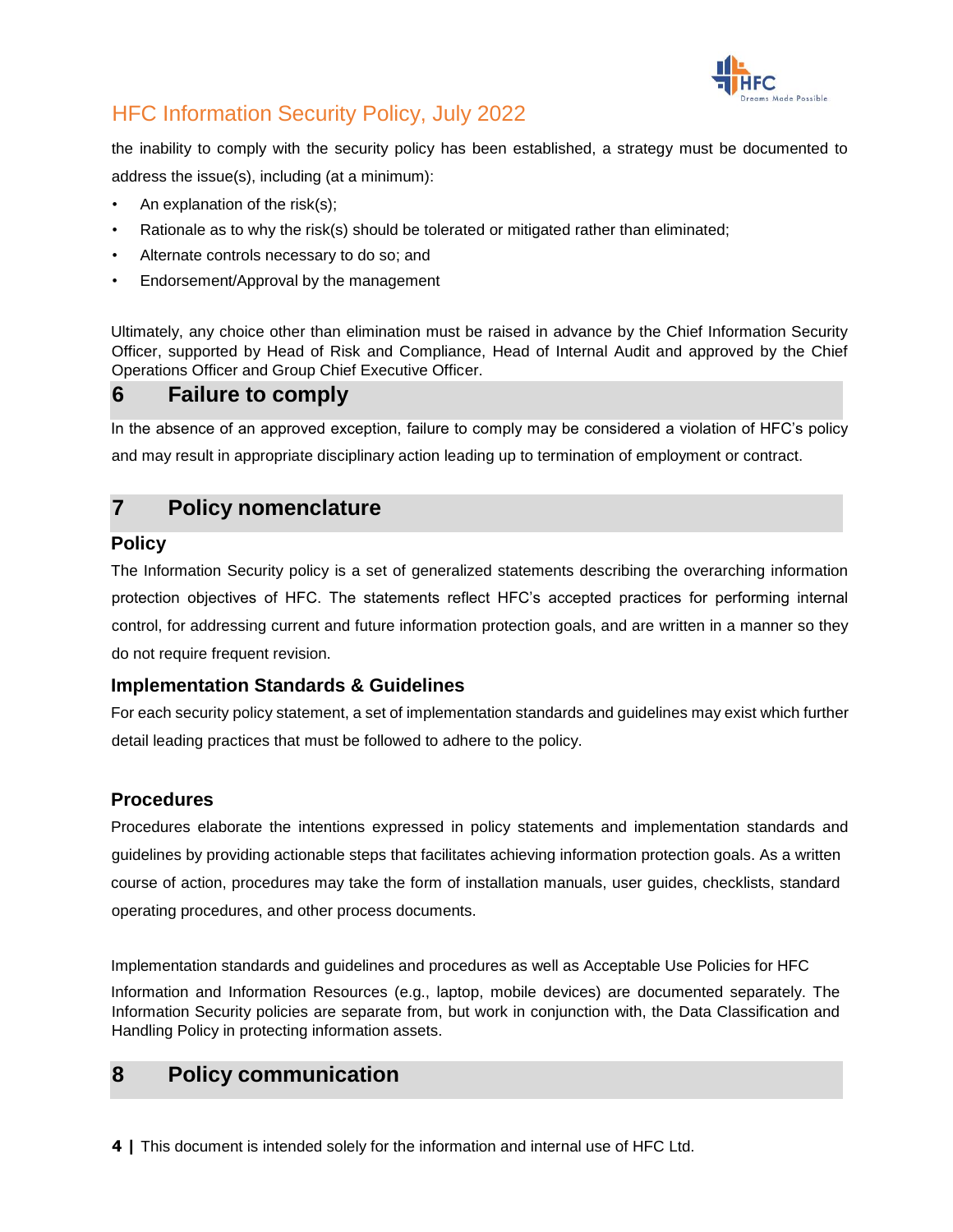the inability to comply with the security policy has been established, a strategy must be documented to address the issue(s), including (at a minimum):

- An explanation of the risk(s);
- Rationale as to why the risk(s) should be tolerated or mitigated rather than eliminated;
- Alternate controls necessary to do so; and
- Endorsement/Approval by the management

Ultimately, any choice other than elimination must be raised in advance by the Chief Information Security Officer, supported by Head of Risk and Compliance, Head of Internal Audit and approved by the Chief Operations Officer and Group Chief Executive Officer.

## 6 Failure to comply

In the absence of an approved exception, failure to comply may be considered a violation of HFC's policy and may result in appropriate disciplinary action leading up to termination of employment or contract.

## 7 Policy nomenclature

### Policy

The Information Security policy is a set of generalized statements describing the overarching information protection objectives of HFC. The statements reflect HFC's accepted practices for performing internal control, for addressing current and future information protection goals, and are written in a manner so they do not require frequent revision.

### Implementation Standards & Guidelines

For each security policy statement, a set of implementation standards and guidelines may exist which further detail leading practices that must be followed to adhere to the policy.

### Procedures

Procedures elaborate the intentions expressed in policy statements and implementation standards and guidelines by providing actionable steps that facilitates achieving information protection goals. As a written course of action, procedures may take the form of installation manuals, user guides, checklists, standard operating procedures, and other process documents.

Implementation standards and guidelines and procedures as well as Acceptable Use Policies for HFC Information and Information Resources (e.g., laptop, mobile devices) are documented separately. The Information Security policies are separate from, but work in conjunction with, the Data Classification and Handling Policy in protecting information assets.

## 8 Policy communication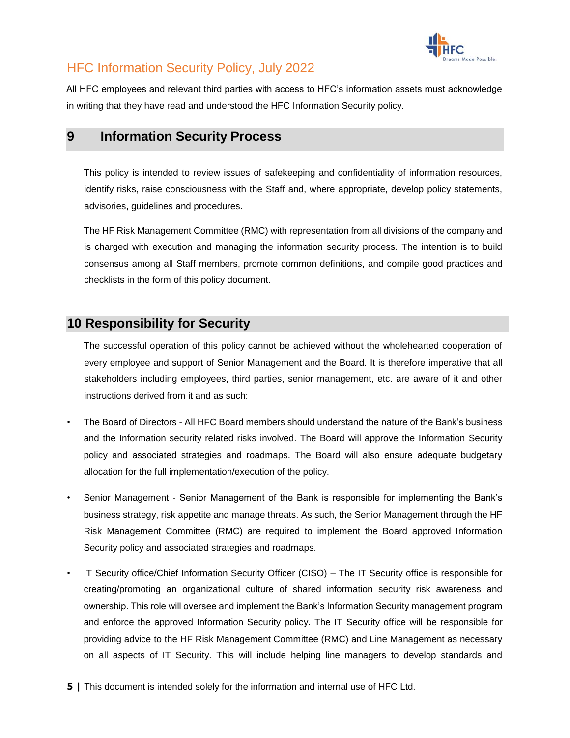All HFC employees and relevant third parties with access to HFC's information assets must acknowledge in writing that they have read and understood the HFC Information Security policy.

## 9 Information Security Process

This policy is intended to review issues of safekeeping and confidentiality of information resources, identify risks, raise consciousness with the Staff and, where appropriate, develop policy statements, advisories, guidelines and procedures.

The HF Risk Management Committee (RMC) with representation from all divisions of the company and is charged with execution and managing the information security process. The intention is to build consensus among all Staff members, promote common definitions, and compile good practices and checklists in the form of this policy document.

## 10 Responsibility for Security

The successful operation of this policy cannot be achieved without the wholehearted cooperation of every employee and support of Senior Management and the Board. It is therefore imperative that all stakeholders including employees, third parties, senior management, etc. are aware of it and other instructions derived from it and as such:

- The Board of Directors - All HFC Board members should understand the nature of the Bank's business and the Information security related risks involved. The Board will approve the Information Security policy and associated strategies and roadmaps. The Board will also ensure adequate budgetary allocation for the full implementation/execution of the policy.
- Senior Management - Senior Management of the Bank is responsible for implementing the Bank's business strategy, risk appetite and manage threats. As such, the Senior Management through the HF Risk Management Committee (RMC) are required to implement the Board approved Information Security policy and associated strategies and roadmaps.
- IT Security office/Chief Information Security Officer (CISO) – The IT Security office is responsible for creating/promoting an organizational culture of shared information security risk awareness and ownership. This role will oversee and implement the Bank's Information Security management program and enforce the approved Information Security policy. The IT Security office will be responsible for providing advice to the HF Risk Management Committee (RMC) and Line Management as necessary on all aspects of IT Security. This will include helping line managers to develop standards and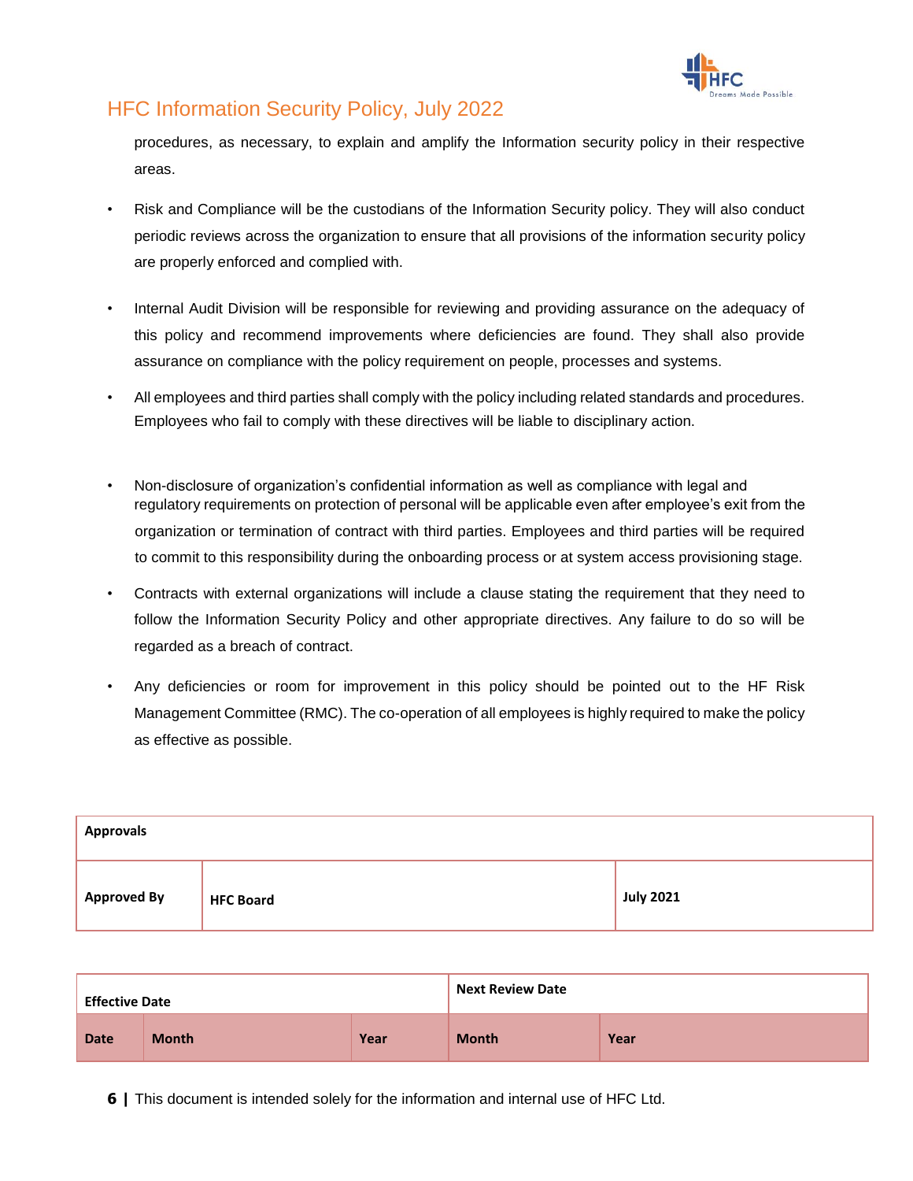procedures, as necessary, to explain and amplify the Information security policy in their respective areas.

- Risk and Compliance will be the custodians of the Information Security policy. They will also conduct periodic reviews across the organization to ensure that all provisions of the information security policy are properly enforced and complied with.

- Internal Audit Division will be responsible for reviewing and providing assurance on the adequacy of this policy and recommend improvements where deficiencies are found. They shall also provide assurance on compliance with the policy requirement on people, processes and systems.

- All employees and third parties shall comply with the policy including related standards and procedures. Employees who fail to comply with these directives will be liable to disciplinary action.

- Non-disclosure of organization's confidential information as well as compliance with legal and regulatory requirements on protection of personal will be applicable even after employee's exit from the organization or termination of contract with third parties. Employees and third parties will be required to commit to this responsibility during the onboarding process or at system access provisioning stage.

- Contracts with external organizations will include a clause stating the requirement that they need to follow the Information Security Policy and other appropriate directives. Any failure to do so will be regarded as a breach of contract.

- Any deficiencies or room for improvement in this policy should be pointed out to the HF Risk Management Committee (RMC). The co-operation of all employees is highly required to make the policy as effective as possible.

| **Approvals** | | |
|---|---|---|
| **Approved By** | **HFC Board** | **July 2021** |

| **Effective Date** | | | **Next Review Date** | |
|---|---|---|---|---|
| **Date** | **Month** | **Year** | **Month** | **Year** |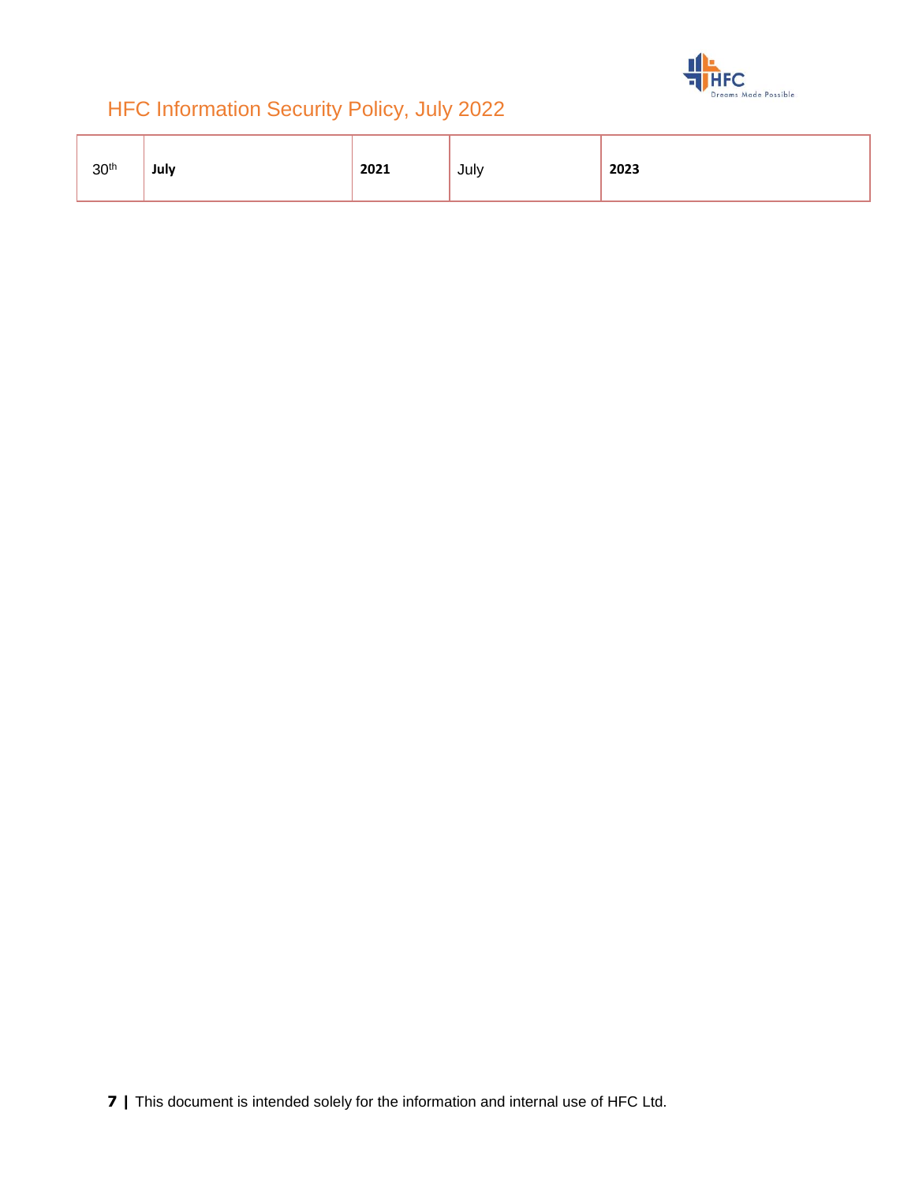| | | | | |
|---|---|---|---|---|
| 30th | **July** | **2021** | July | **2023** |